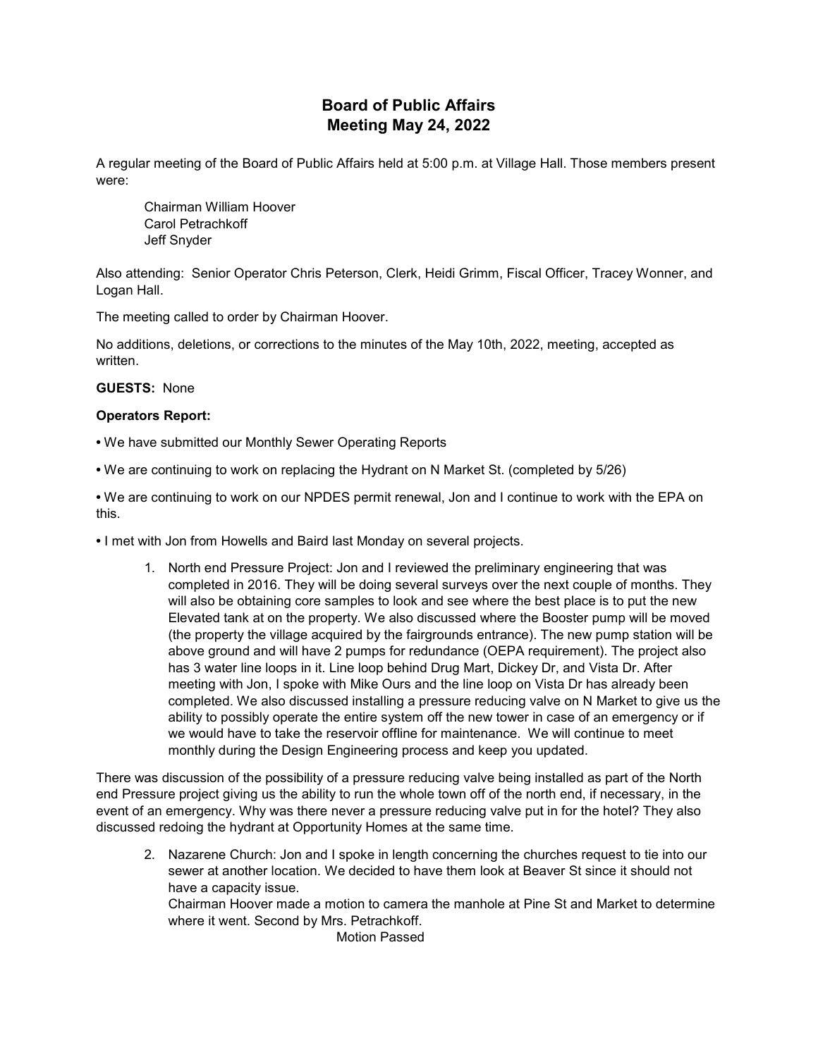# Board of Public Affairs
# Meeting May 24, 2022

A regular meeting of the Board of Public Affairs held at 5:00 p.m. at Village Hall. Those members present were:

Chairman William Hoover
Carol Petrachkoff
Jeff Snyder

Also attending: Senior Operator Chris Peterson, Clerk, Heidi Grimm, Fiscal Officer, Tracey Wonner, and Logan Hall.

The meeting called to order by Chairman Hoover.

No additions, deletions, or corrections to the minutes of the May 10th, 2022, meeting, accepted as written.

**GUESTS:** None

**Operators Report:**

- We have submitted our Monthly Sewer Operating Reports
- We are continuing to work on replacing the Hydrant on N Market St. (completed by 5/26)
- We are continuing to work on our NPDES permit renewal, Jon and I continue to work with the EPA on this.
- I met with Jon from Howells and Baird last Monday on several projects.

1. North end Pressure Project: Jon and I reviewed the preliminary engineering that was completed in 2016. They will be doing several surveys over the next couple of months. They will also be obtaining core samples to look and see where the best place is to put the new Elevated tank at on the property. We also discussed where the Booster pump will be moved (the property the village acquired by the fairgrounds entrance). The new pump station will be above ground and will have 2 pumps for redundance (OEPA requirement). The project also has 3 water line loops in it. Line loop behind Drug Mart, Dickey Dr, and Vista Dr. After meeting with Jon, I spoke with Mike Ours and the line loop on Vista Dr has already been completed. We also discussed installing a pressure reducing valve on N Market to give us the ability to possibly operate the entire system off the new tower in case of an emergency or if we would have to take the reservoir offline for maintenance. We will continue to meet monthly during the Design Engineering process and keep you updated.

There was discussion of the possibility of a pressure reducing valve being installed as part of the North end Pressure project giving us the ability to run the whole town off of the north end, if necessary, in the event of an emergency. Why was there never a pressure reducing valve put in for the hotel? They also discussed redoing the hydrant at Opportunity Homes at the same time.

2. Nazarene Church: Jon and I spoke in length concerning the churches request to tie into our sewer at another location. We decided to have them look at Beaver St since it should not have a capacity issue.
   Chairman Hoover made a motion to camera the manhole at Pine St and Market to determine where it went. Second by Mrs. Petrachkoff.
   Motion Passed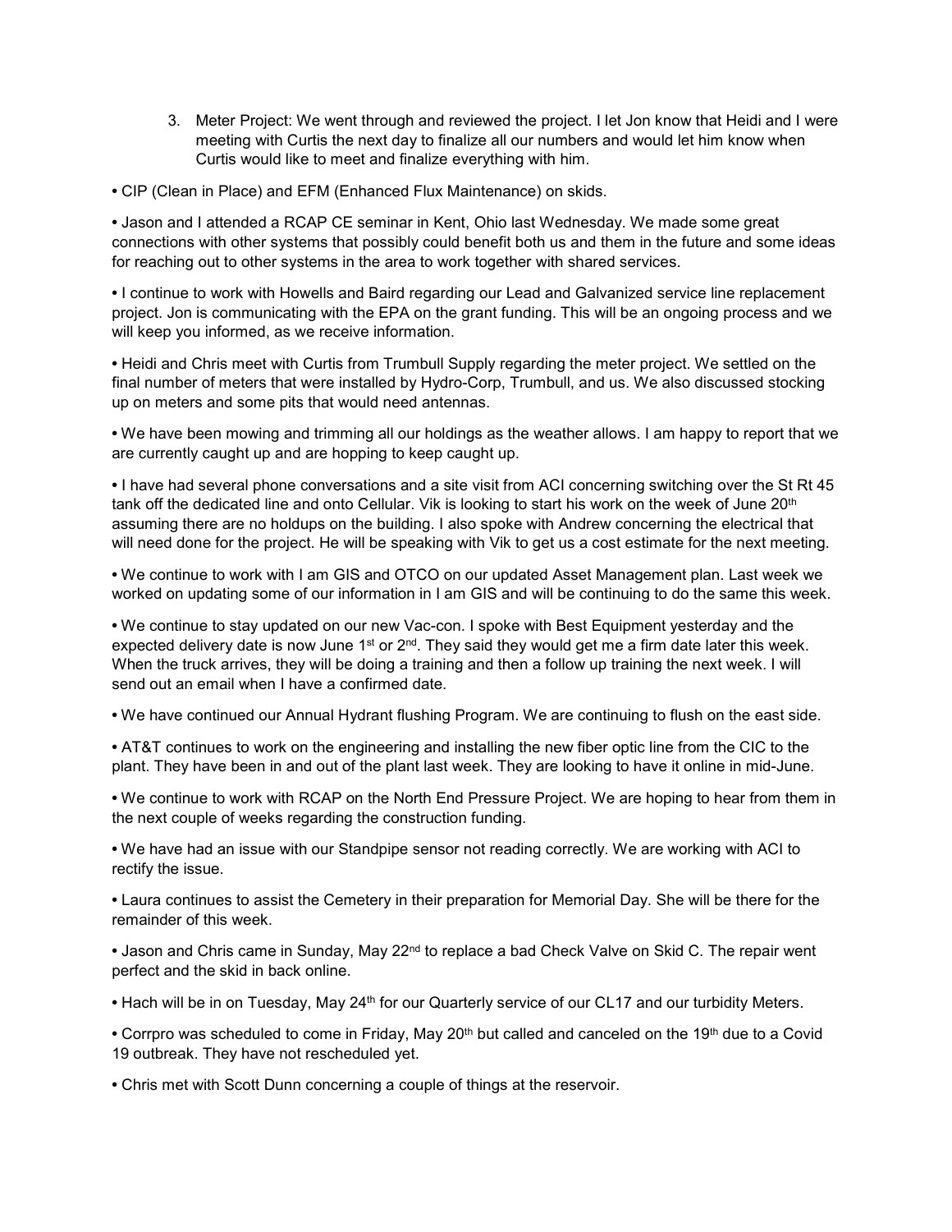3. Meter Project: We went through and reviewed the project. I let Jon know that Heidi and I were meeting with Curtis the next day to finalize all our numbers and would let him know when Curtis would like to meet and finalize everything with him.

- CIP (Clean in Place) and EFM (Enhanced Flux Maintenance) on skids.

- Jason and I attended a RCAP CE seminar in Kent, Ohio last Wednesday. We made some great connections with other systems that possibly could benefit both us and them in the future and some ideas for reaching out to other systems in the area to work together with shared services.

- I continue to work with Howells and Baird regarding our Lead and Galvanized service line replacement project. Jon is communicating with the EPA on the grant funding. This will be an ongoing process and we will keep you informed, as we receive information.

- Heidi and Chris meet with Curtis from Trumbull Supply regarding the meter project. We settled on the final number of meters that were installed by Hydro-Corp, Trumbull, and us. We also discussed stocking up on meters and some pits that would need antennas.

- We have been mowing and trimming all our holdings as the weather allows. I am happy to report that we are currently caught up and are hopping to keep caught up.

- I have had several phone conversations and a site visit from ACI concerning switching over the St Rt 45 tank off the dedicated line and onto Cellular. Vik is looking to start his work on the week of June 20th assuming there are no holdups on the building. I also spoke with Andrew concerning the electrical that will need done for the project. He will be speaking with Vik to get us a cost estimate for the next meeting.

- We continue to work with I am GIS and OTCO on our updated Asset Management plan. Last week we worked on updating some of our information in I am GIS and will be continuing to do the same this week.

- We continue to stay updated on our new Vac-con. I spoke with Best Equipment yesterday and the expected delivery date is now June 1st or 2nd. They said they would get me a firm date later this week. When the truck arrives, they will be doing a training and then a follow up training the next week. I will send out an email when I have a confirmed date.

- We have continued our Annual Hydrant flushing Program. We are continuing to flush on the east side.

- AT&T continues to work on the engineering and installing the new fiber optic line from the CIC to the plant. They have been in and out of the plant last week. They are looking to have it online in mid-June.

- We continue to work with RCAP on the North End Pressure Project. We are hoping to hear from them in the next couple of weeks regarding the construction funding.

- We have had an issue with our Standpipe sensor not reading correctly. We are working with ACI to rectify the issue.

- Laura continues to assist the Cemetery in their preparation for Memorial Day. She will be there for the remainder of this week.

- Jason and Chris came in Sunday, May 22nd to replace a bad Check Valve on Skid C. The repair went perfect and the skid in back online.

- Hach will be in on Tuesday, May 24th for our Quarterly service of our CL17 and our turbidity Meters.

- Corrpro was scheduled to come in Friday, May 20th but called and canceled on the 19th due to a Covid 19 outbreak. They have not rescheduled yet.

- Chris met with Scott Dunn concerning a couple of things at the reservoir.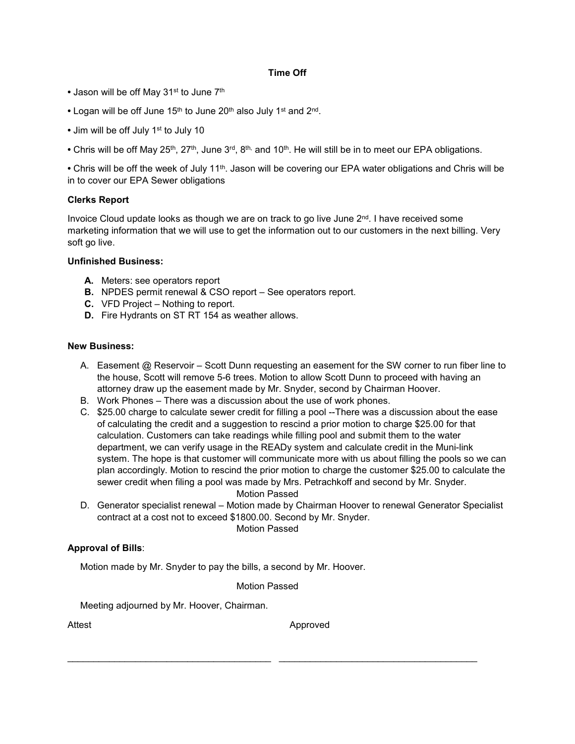**Time Off**

- Jason will be off May 31st to June 7th
- Logan will be off June 15th to June 20th also July 1st and 2nd.
- Jim will be off July 1st to July 10
- Chris will be off May 25th, 27th, June 3rd, 8th, and 10th. He will still be in to meet our EPA obligations.
- Chris will be off the week of July 11th. Jason will be covering our EPA water obligations and Chris will be in to cover our EPA Sewer obligations

**Clerks Report**

Invoice Cloud update looks as though we are on track to go live June 2nd. I have received some marketing information that we will use to get the information out to our customers in the next billing. Very soft go live.

**Unfinished Business:**

**A.** Meters: see operators report
**B.** NPDES permit renewal & CSO report – See operators report.
**C.** VFD Project – Nothing to report.
**D.** Fire Hydrants on ST RT 154 as weather allows.

**New Business:**

A. Easement @ Reservoir – Scott Dunn requesting an easement for the SW corner to run fiber line to the house, Scott will remove 5-6 trees. Motion to allow Scott Dunn to proceed with having an attorney draw up the easement made by Mr. Snyder, second by Chairman Hoover.
B. Work Phones – There was a discussion about the use of work phones.
C. $25.00 charge to calculate sewer credit for filling a pool --There was a discussion about the ease of calculating the credit and a suggestion to rescind a prior motion to charge $25.00 for that calculation. Customers can take readings while filling pool and submit them to the water department, we can verify usage in the READy system and calculate credit in the Muni-link system. The hope is that customer will communicate more with us about filling the pools so we can plan accordingly. Motion to rescind the prior motion to charge the customer $25.00 to calculate the sewer credit when filing a pool was made by Mrs. Petrachkoff and second by Mr. Snyder.
Motion Passed
D. Generator specialist renewal – Motion made by Chairman Hoover to renewal Generator Specialist contract at a cost not to exceed $1800.00. Second by Mr. Snyder.
Motion Passed

**Approval of Bills**:

Motion made by Mr. Snyder to pay the bills, a second by Mr. Hoover.

Motion Passed

Meeting adjourned by Mr. Hoover, Chairman.

Attest Approved

\_\_\_\_\_\_\_\_\_\_\_\_\_\_\_\_\_\_\_\_\_\_\_\_\_\_\_\_\_\_\_\_\_\_\_\_\_\_\_\_ \_\_\_\_\_\_\_\_\_\_\_\_\_\_\_\_\_\_\_\_\_\_\_\_\_\_\_\_\_\_\_\_\_\_\_\_\_\_\_\_